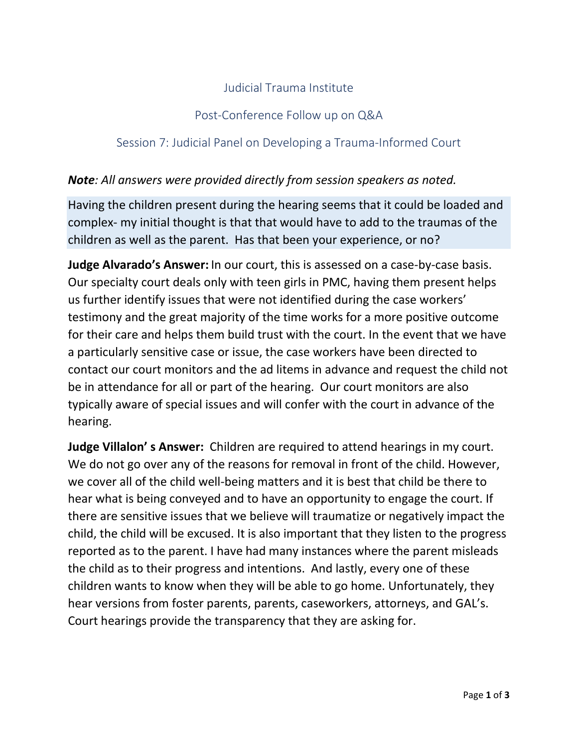# Judicial Trauma Institute

## Post-Conference Follow up on Q&A

### Session 7: Judicial Panel on Developing a Trauma-Informed Court

***Note**: All answers were provided directly from session speakers as noted.*

Having the children present during the hearing seems that it could be loaded and complex- my initial thought is that that would have to add to the traumas of the children as well as the parent. Has that been your experience, or no?

**Judge Alvarado's Answer:** In our court, this is assessed on a case-by-case basis. Our specialty court deals only with teen girls in PMC, having them present helps us further identify issues that were not identified during the case workers' testimony and the great majority of the time works for a more positive outcome for their care and helps them build trust with the court. In the event that we have a particularly sensitive case or issue, the case workers have been directed to contact our court monitors and the ad litems in advance and request the child not be in attendance for all or part of the hearing. Our court monitors are also typically aware of special issues and will confer with the court in advance of the hearing.

**Judge Villalon' s Answer:** Children are required to attend hearings in my court. We do not go over any of the reasons for removal in front of the child. However, we cover all of the child well-being matters and it is best that child be there to hear what is being conveyed and to have an opportunity to engage the court. If there are sensitive issues that we believe will traumatize or negatively impact the child, the child will be excused. It is also important that they listen to the progress reported as to the parent. I have had many instances where the parent misleads the child as to their progress and intentions. And lastly, every one of these children wants to know when they will be able to go home. Unfortunately, they hear versions from foster parents, parents, caseworkers, attorneys, and GAL's. Court hearings provide the transparency that they are asking for.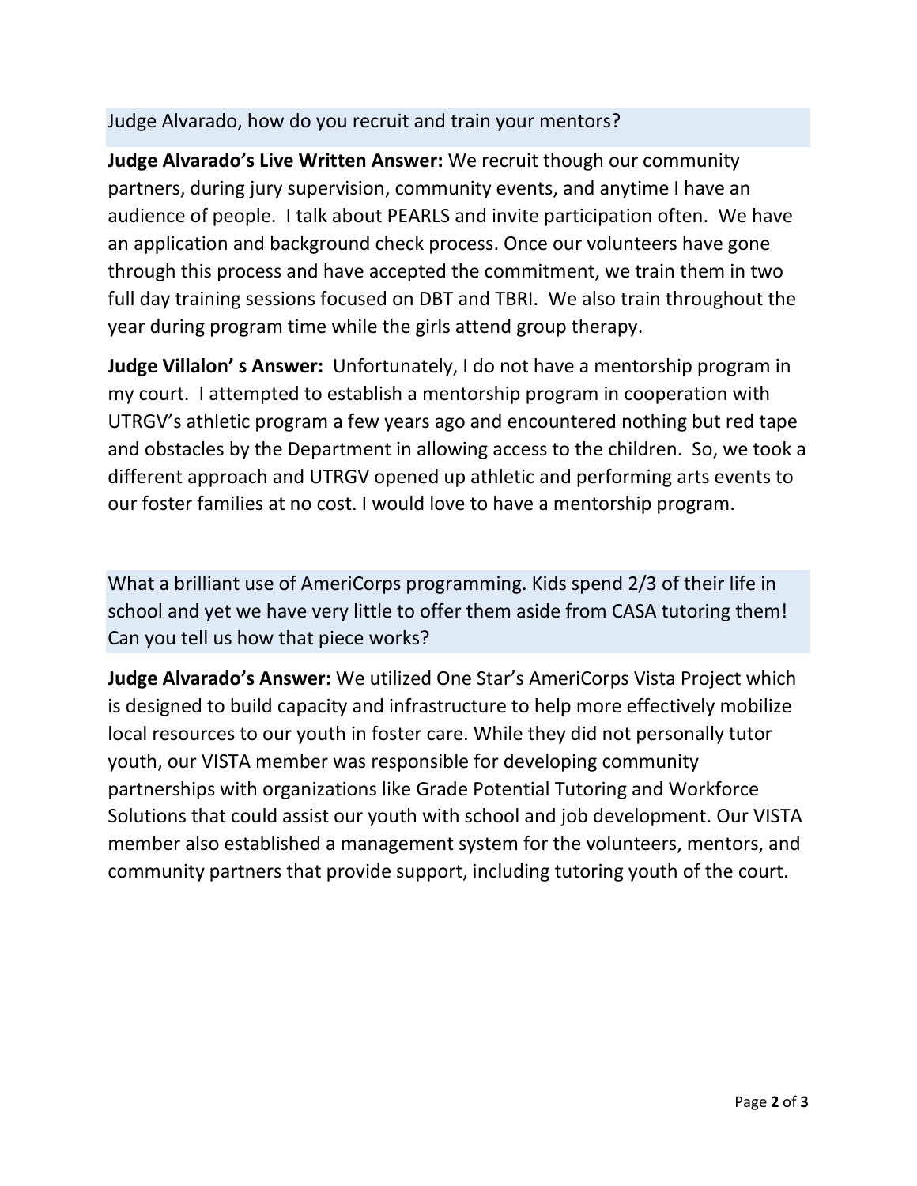Judge Alvarado, how do you recruit and train your mentors?

**Judge Alvarado's Live Written Answer:** We recruit though our community partners, during jury supervision, community events, and anytime I have an audience of people. I talk about PEARLS and invite participation often. We have an application and background check process. Once our volunteers have gone through this process and have accepted the commitment, we train them in two full day training sessions focused on DBT and TBRI. We also train throughout the year during program time while the girls attend group therapy.

**Judge Villalon' s Answer:** Unfortunately, I do not have a mentorship program in my court. I attempted to establish a mentorship program in cooperation with UTRGV's athletic program a few years ago and encountered nothing but red tape and obstacles by the Department in allowing access to the children. So, we took a different approach and UTRGV opened up athletic and performing arts events to our foster families at no cost. I would love to have a mentorship program.

What a brilliant use of AmeriCorps programming. Kids spend 2/3 of their life in school and yet we have very little to offer them aside from CASA tutoring them! Can you tell us how that piece works?

**Judge Alvarado's Answer:** We utilized One Star's AmeriCorps Vista Project which is designed to build capacity and infrastructure to help more effectively mobilize local resources to our youth in foster care. While they did not personally tutor youth, our VISTA member was responsible for developing community partnerships with organizations like Grade Potential Tutoring and Workforce Solutions that could assist our youth with school and job development. Our VISTA member also established a management system for the volunteers, mentors, and community partners that provide support, including tutoring youth of the court.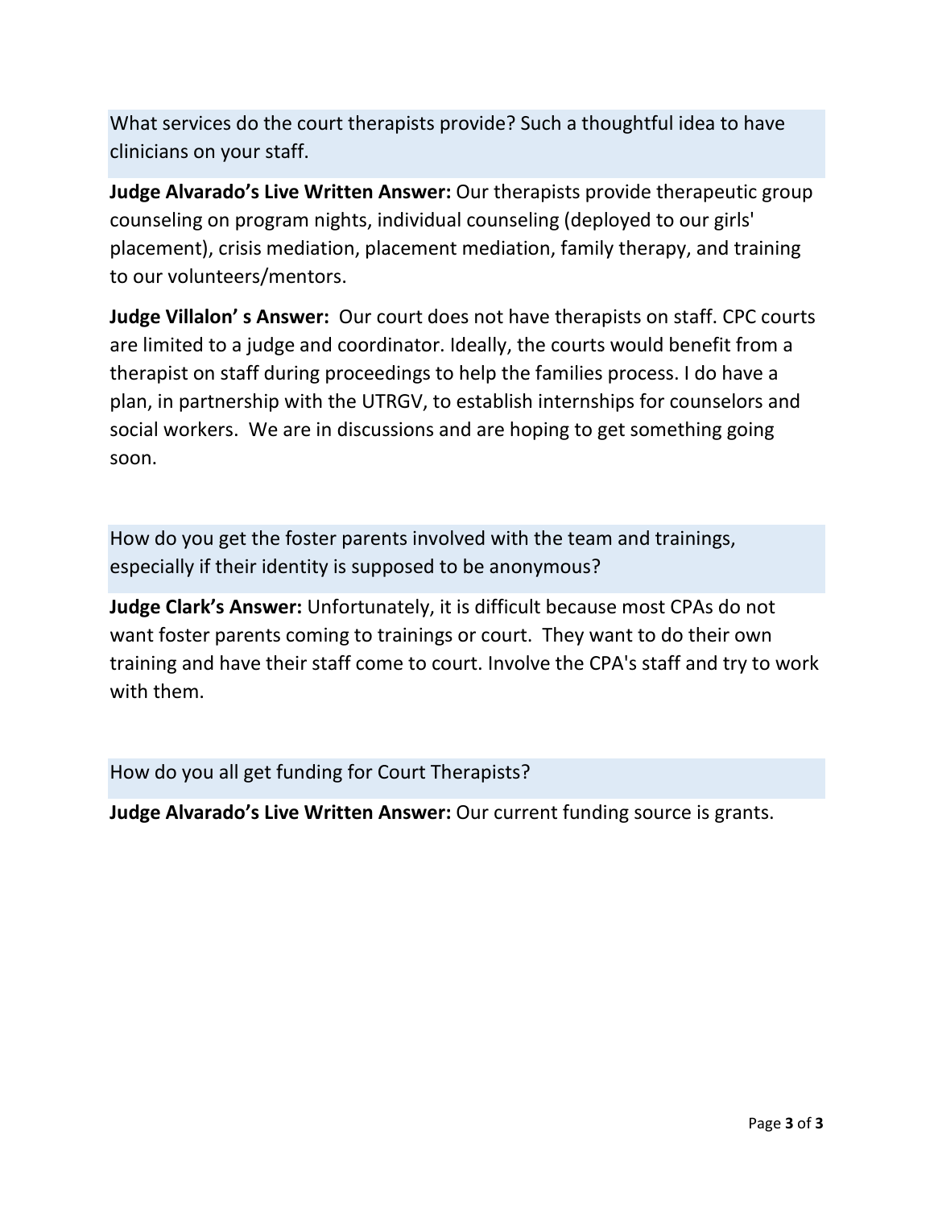What services do the court therapists provide? Such a thoughtful idea to have clinicians on your staff.

**Judge Alvarado's Live Written Answer:** Our therapists provide therapeutic group counseling on program nights, individual counseling (deployed to our girls' placement), crisis mediation, placement mediation, family therapy, and training to our volunteers/mentors.

**Judge Villalon' s Answer:** Our court does not have therapists on staff. CPC courts are limited to a judge and coordinator. Ideally, the courts would benefit from a therapist on staff during proceedings to help the families process. I do have a plan, in partnership with the UTRGV, to establish internships for counselors and social workers. We are in discussions and are hoping to get something going soon.

How do you get the foster parents involved with the team and trainings, especially if their identity is supposed to be anonymous?

**Judge Clark's Answer:** Unfortunately, it is difficult because most CPAs do not want foster parents coming to trainings or court. They want to do their own training and have their staff come to court. Involve the CPA's staff and try to work with them.

How do you all get funding for Court Therapists?

**Judge Alvarado's Live Written Answer:** Our current funding source is grants.